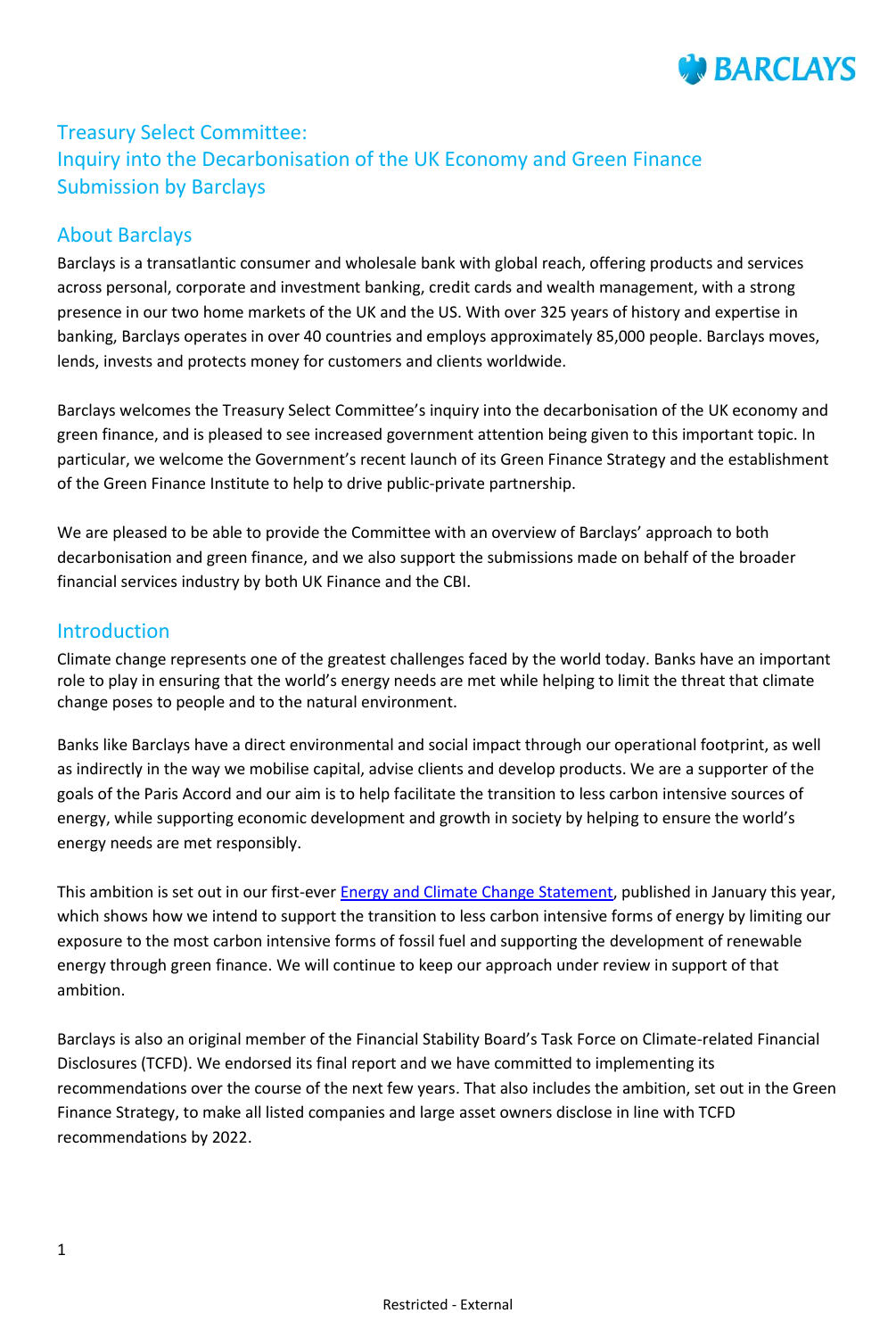# Treasury Select Committee: Inquiry into the Decarbonisation of the UK Economy and Green Finance Submission by Barclays

## About Barclays

Barclays is a transatlantic consumer and wholesale bank with global reach, offering products and services across personal, corporate and investment banking, credit cards and wealth management, with a strong presence in our two home markets of the UK and the US. With over 325 years of history and expertise in banking, Barclays operates in over 40 countries and employs approximately 85,000 people. Barclays moves, lends, invests and protects money for customers and clients worldwide.

Barclays welcomes the Treasury Select Committee's inquiry into the decarbonisation of the UK economy and green finance, and is pleased to see increased government attention being given to this important topic. In particular, we welcome the Government's recent launch of its Green Finance Strategy and the establishment of the Green Finance Institute to help to drive public-private partnership.

We are pleased to be able to provide the Committee with an overview of Barclays' approach to both decarbonisation and green finance, and we also support the submissions made on behalf of the broader financial services industry by both UK Finance and the CBI.

## Introduction

Climate change represents one of the greatest challenges faced by the world today. Banks have an important role to play in ensuring that the world's energy needs are met while helping to limit the threat that climate change poses to people and to the natural environment.

Banks like Barclays have a direct environmental and social impact through our operational footprint, as well as indirectly in the way we mobilise capital, advise clients and develop products. We are a supporter of the goals of the Paris Accord and our aim is to help facilitate the transition to less carbon intensive sources of energy, while supporting economic development and growth in society by helping to ensure the world's energy needs are met responsibly.

This ambition is set out in our first-ever Energy and Climate Change Statement, published in January this year, which shows how we intend to support the transition to less carbon intensive forms of energy by limiting our exposure to the most carbon intensive forms of fossil fuel and supporting the development of renewable energy through green finance. We will continue to keep our approach under review in support of that ambition.

Barclays is also an original member of the Financial Stability Board's Task Force on Climate-related Financial Disclosures (TCFD). We endorsed its final report and we have committed to implementing its recommendations over the course of the next few years. That also includes the ambition, set out in the Green Finance Strategy, to make all listed companies and large asset owners disclose in line with TCFD recommendations by 2022.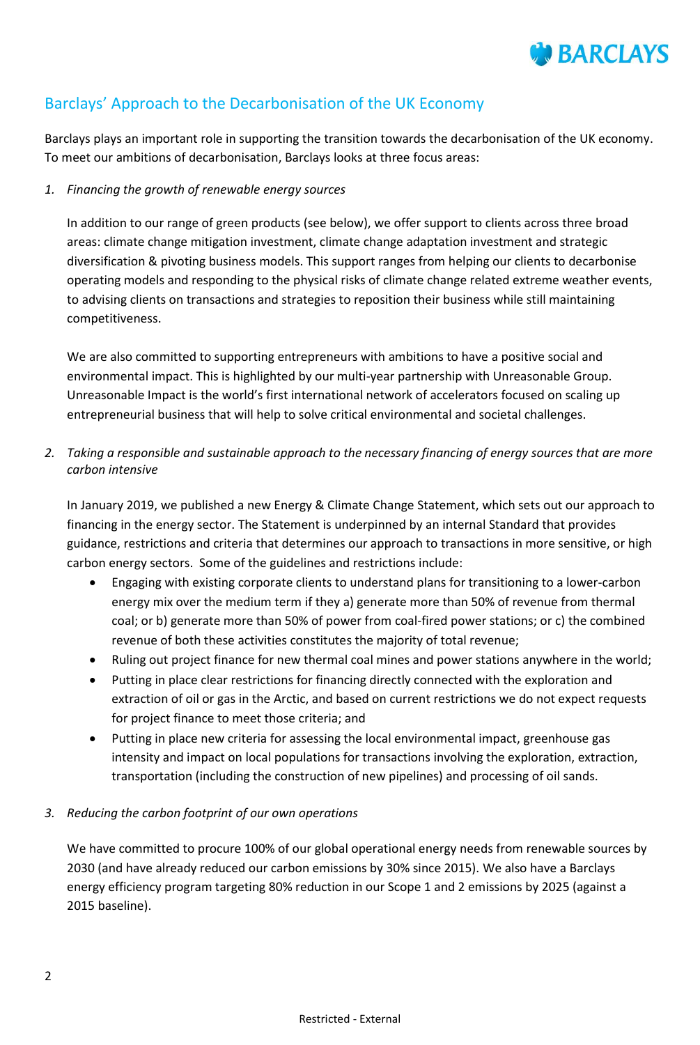## Barclays' Approach to the Decarbonisation of the UK Economy

Barclays plays an important role in supporting the transition towards the decarbonisation of the UK economy. To meet our ambitions of decarbonisation, Barclays looks at three focus areas:

1. *Financing the growth of renewable energy sources*

   In addition to our range of green products (see below), we offer support to clients across three broad areas: climate change mitigation investment, climate change adaptation investment and strategic diversification & pivoting business models. This support ranges from helping our clients to decarbonise operating models and responding to the physical risks of climate change related extreme weather events, to advising clients on transactions and strategies to reposition their business while still maintaining competitiveness.

   We are also committed to supporting entrepreneurs with ambitions to have a positive social and environmental impact. This is highlighted by our multi-year partnership with Unreasonable Group. Unreasonable Impact is the world's first international network of accelerators focused on scaling up entrepreneurial business that will help to solve critical environmental and societal challenges.

2. *Taking a responsible and sustainable approach to the necessary financing of energy sources that are more carbon intensive*

   In January 2019, we published a new Energy & Climate Change Statement, which sets out our approach to financing in the energy sector. The Statement is underpinned by an internal Standard that provides guidance, restrictions and criteria that determines our approach to transactions in more sensitive, or high carbon energy sectors. Some of the guidelines and restrictions include:

   - Engaging with existing corporate clients to understand plans for transitioning to a lower-carbon energy mix over the medium term if they a) generate more than 50% of revenue from thermal coal; or b) generate more than 50% of power from coal-fired power stations; or c) the combined revenue of both these activities constitutes the majority of total revenue;
   - Ruling out project finance for new thermal coal mines and power stations anywhere in the world;
   - Putting in place clear restrictions for financing directly connected with the exploration and extraction of oil or gas in the Arctic, and based on current restrictions we do not expect requests for project finance to meet those criteria; and
   - Putting in place new criteria for assessing the local environmental impact, greenhouse gas intensity and impact on local populations for transactions involving the exploration, extraction, transportation (including the construction of new pipelines) and processing of oil sands.

3. *Reducing the carbon footprint of our own operations*

   We have committed to procure 100% of our global operational energy needs from renewable sources by 2030 (and have already reduced our carbon emissions by 30% since 2015). We also have a Barclays energy efficiency program targeting 80% reduction in our Scope 1 and 2 emissions by 2025 (against a 2015 baseline).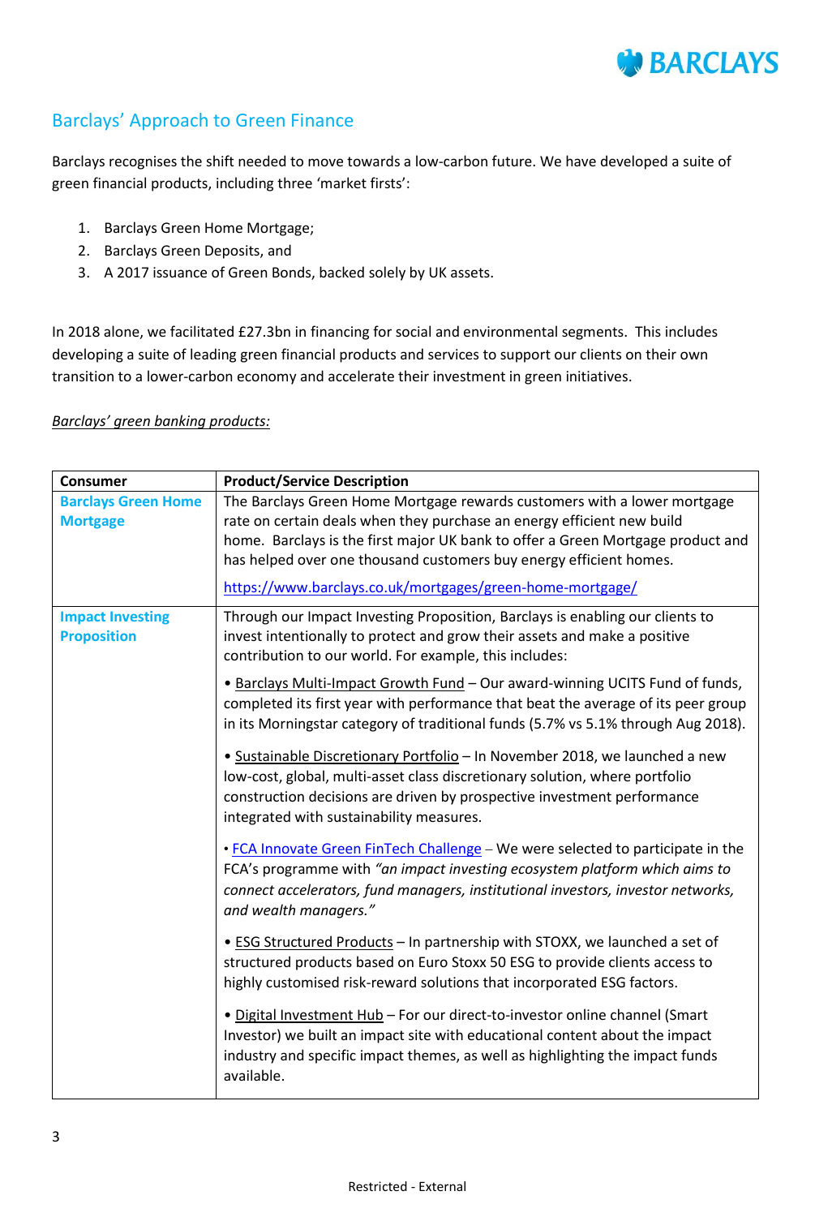## Barclays' Approach to Green Finance

Barclays recognises the shift needed to move towards a low-carbon future. We have developed a suite of green financial products, including three 'market firsts':

1. Barclays Green Home Mortgage;
2. Barclays Green Deposits, and
3. A 2017 issuance of Green Bonds, backed solely by UK assets.

In 2018 alone, we facilitated £27.3bn in financing for social and environmental segments. This includes developing a suite of leading green financial products and services to support our clients on their own transition to a lower-carbon economy and accelerate their investment in green initiatives.

*Barclays' green banking products:*

| Consumer | Product/Service Description |
|---|---|
| **Barclays Green Home Mortgage** | The Barclays Green Home Mortgage rewards customers with a lower mortgage rate on certain deals when they purchase an energy efficient new build home. Barclays is the first major UK bank to offer a Green Mortgage product and has helped over one thousand customers buy energy efficient homes.<br><br>https://www.barclays.co.uk/mortgages/green-home-mortgage/ |
| **Impact Investing Proposition** | Through our Impact Investing Proposition, Barclays is enabling our clients to invest intentionally to protect and grow their assets and make a positive contribution to our world. For example, this includes:<br><br>• Barclays Multi-Impact Growth Fund – Our award-winning UCITS Fund of funds, completed its first year with performance that beat the average of its peer group in its Morningstar category of traditional funds (5.7% vs 5.1% through Aug 2018).<br><br>• Sustainable Discretionary Portfolio – In November 2018, we launched a new low-cost, global, multi-asset class discretionary solution, where portfolio construction decisions are driven by prospective investment performance integrated with sustainability measures.<br><br>• FCA Innovate Green FinTech Challenge – We were selected to participate in the FCA's programme with *"an impact investing ecosystem platform which aims to connect accelerators, fund managers, institutional investors, investor networks, and wealth managers."*<br><br>• ESG Structured Products – In partnership with STOXX, we launched a set of structured products based on Euro Stoxx 50 ESG to provide clients access to highly customised risk-reward solutions that incorporated ESG factors.<br><br>• Digital Investment Hub – For our direct-to-investor online channel (Smart Investor) we built an impact site with educational content about the impact industry and specific impact themes, as well as highlighting the impact funds available. |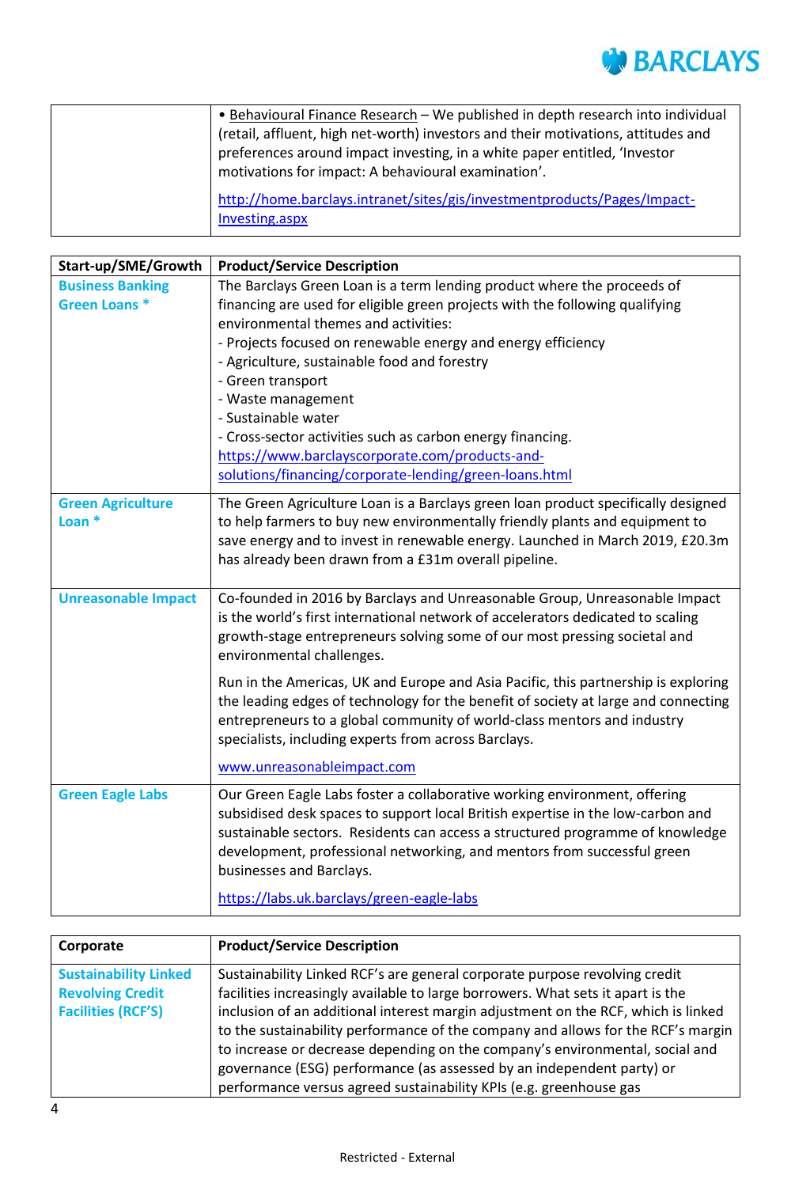| | |
|---|---|
| | • Behavioural Finance Research – We published in depth research into individual (retail, affluent, high net-worth) investors and their motivations, attitudes and preferences around impact investing, in a white paper entitled, 'Investor motivations for impact: A behavioural examination'. <br><br> http://home.barclays.intranet/sites/gis/investmentproducts/Pages/Impact-Investing.aspx |

| Start-up/SME/Growth | Product/Service Description |
|---|---|
| **Business Banking Green Loans *** | The Barclays Green Loan is a term lending product where the proceeds of financing are used for eligible green projects with the following qualifying environmental themes and activities:<br>- Projects focused on renewable energy and energy efficiency<br>- Agriculture, sustainable food and forestry<br>- Green transport<br>- Waste management<br>- Sustainable water<br>- Cross-sector activities such as carbon energy financing.<br>https://www.barclayscorporate.com/products-and-solutions/financing/corporate-lending/green-loans.html |
| **Green Agriculture Loan *** | The Green Agriculture Loan is a Barclays green loan product specifically designed to help farmers to buy new environmentally friendly plants and equipment to save energy and to invest in renewable energy. Launched in March 2019, £20.3m has already been drawn from a £31m overall pipeline. |
| **Unreasonable Impact** | Co-founded in 2016 by Barclays and Unreasonable Group, Unreasonable Impact is the world's first international network of accelerators dedicated to scaling growth-stage entrepreneurs solving some of our most pressing societal and environmental challenges.<br><br>Run in the Americas, UK and Europe and Asia Pacific, this partnership is exploring the leading edges of technology for the benefit of society at large and connecting entrepreneurs to a global community of world-class mentors and industry specialists, including experts from across Barclays.<br><br>www.unreasonableimpact.com |
| **Green Eagle Labs** | Our Green Eagle Labs foster a collaborative working environment, offering subsidised desk spaces to support local British expertise in the low-carbon and sustainable sectors. Residents can access a structured programme of knowledge development, professional networking, and mentors from successful green businesses and Barclays.<br><br>https://labs.uk.barclays/green-eagle-labs |

| Corporate | Product/Service Description |
|---|---|
| **Sustainability Linked Revolving Credit Facilities (RCF'S)** | Sustainability Linked RCF's are general corporate purpose revolving credit facilities increasingly available to large borrowers. What sets it apart is the inclusion of an additional interest margin adjustment on the RCF, which is linked to the sustainability performance of the company and allows for the RCF's margin to increase or decrease depending on the company's environmental, social and governance (ESG) performance (as assessed by an independent party) or performance versus agreed sustainability KPIs (e.g. greenhouse gas |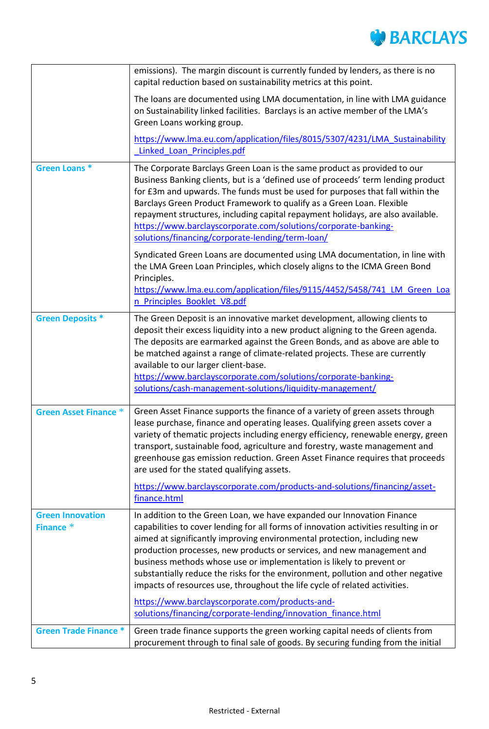| | |
|---|---|
| | emissions). The margin discount is currently funded by lenders, as there is no capital reduction based on sustainability metrics at this point.<br><br>The loans are documented using LMA documentation, in line with LMA guidance on Sustainability linked facilities. Barclays is an active member of the LMA's Green Loans working group.<br><br>https://www.lma.eu.com/application/files/8015/5307/4231/LMA_Sustainability_Linked_Loan_Principles.pdf |
| **Green Loans** * | The Corporate Barclays Green Loan is the same product as provided to our Business Banking clients, but is a 'defined use of proceeds' term lending product for £3m and upwards. The funds must be used for purposes that fall within the Barclays Green Product Framework to qualify as a Green Loan. Flexible repayment structures, including capital repayment holidays, are also available. https://www.barclayscorporate.com/solutions/corporate-banking-solutions/financing/corporate-lending/term-loan/<br><br>Syndicated Green Loans are documented using LMA documentation, in line with the LMA Green Loan Principles, which closely aligns to the ICMA Green Bond Principles.<br>https://www.lma.eu.com/application/files/9115/4452/5458/741_LM_Green_Loan_Principles_Booklet_V8.pdf |
| **Green Deposits** * | The Green Deposit is an innovative market development, allowing clients to deposit their excess liquidity into a new product aligning to the Green agenda. The deposits are earmarked against the Green Bonds, and as above are able to be matched against a range of climate-related projects. These are currently available to our larger client-base.<br>https://www.barclayscorporate.com/solutions/corporate-banking-solutions/cash-management-solutions/liquidity-management/ |
| **Green Asset Finance** * | Green Asset Finance supports the finance of a variety of green assets through lease purchase, finance and operating leases. Qualifying green assets cover a variety of thematic projects including energy efficiency, renewable energy, green transport, sustainable food, agriculture and forestry, waste management and greenhouse gas emission reduction. Green Asset Finance requires that proceeds are used for the stated qualifying assets.<br><br>https://www.barclayscorporate.com/products-and-solutions/financing/asset-finance.html |
| **Green Innovation Finance** * | In addition to the Green Loan, we have expanded our Innovation Finance capabilities to cover lending for all forms of innovation activities resulting in or aimed at significantly improving environmental protection, including new production processes, new products or services, and new management and business methods whose use or implementation is likely to prevent or substantially reduce the risks for the environment, pollution and other negative impacts of resources use, throughout the life cycle of related activities.<br><br>https://www.barclayscorporate.com/products-and-solutions/financing/corporate-lending/innovation_finance.html |
| **Green Trade Finance** * | Green trade finance supports the green working capital needs of clients from procurement through to final sale of goods. By securing funding from the initial |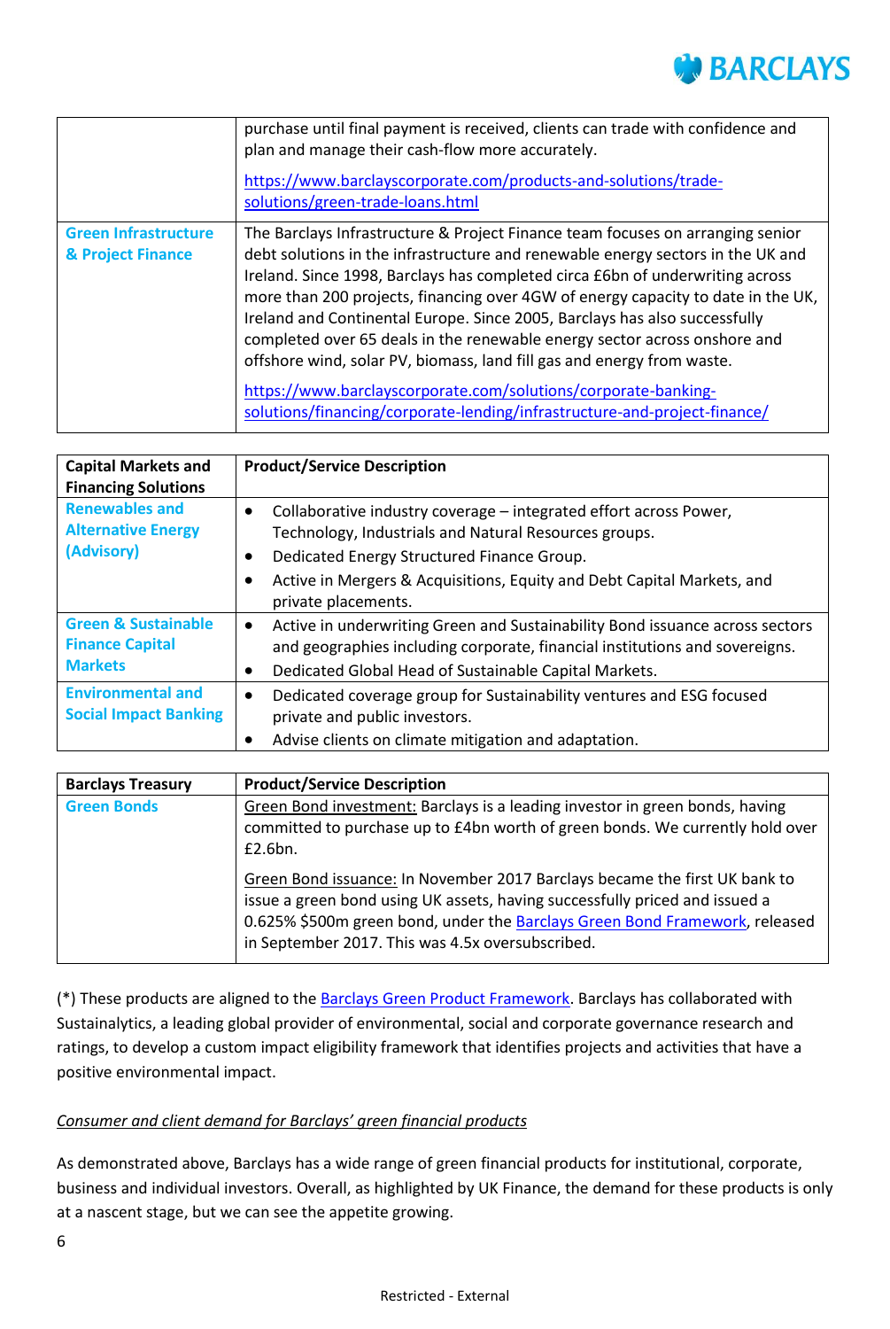| | |
|---|---|
| | purchase until final payment is received, clients can trade with confidence and plan and manage their cash-flow more accurately.<br><br>https://www.barclayscorporate.com/products-and-solutions/trade-solutions/green-trade-loans.html |
| **Green Infrastructure & Project Finance** | The Barclays Infrastructure & Project Finance team focuses on arranging senior debt solutions in the infrastructure and renewable energy sectors in the UK and Ireland. Since 1998, Barclays has completed circa £6bn of underwriting across more than 200 projects, financing over 4GW of energy capacity to date in the UK, Ireland and Continental Europe. Since 2005, Barclays has also successfully completed over 65 deals in the renewable energy sector across onshore and offshore wind, solar PV, biomass, land fill gas and energy from waste.<br><br>https://www.barclayscorporate.com/solutions/corporate-banking-solutions/financing/corporate-lending/infrastructure-and-project-finance/ |

| Capital Markets and Financing Solutions | Product/Service Description |
|---|---|
| **Renewables and Alternative Energy (Advisory)** | • Collaborative industry coverage – integrated effort across Power, Technology, Industrials and Natural Resources groups.<br>• Dedicated Energy Structured Finance Group.<br>• Active in Mergers & Acquisitions, Equity and Debt Capital Markets, and private placements. |
| **Green & Sustainable Finance Capital Markets** | • Active in underwriting Green and Sustainability Bond issuance across sectors and geographies including corporate, financial institutions and sovereigns.<br>• Dedicated Global Head of Sustainable Capital Markets. |
| **Environmental and Social Impact Banking** | • Dedicated coverage group for Sustainability ventures and ESG focused private and public investors.<br>• Advise clients on climate mitigation and adaptation. |

| Barclays Treasury | Product/Service Description |
|---|---|
| **Green Bonds** | Green Bond investment: Barclays is a leading investor in green bonds, having committed to purchase up to £4bn worth of green bonds. We currently hold over £2.6bn.<br><br>Green Bond issuance: In November 2017 Barclays became the first UK bank to issue a green bond using UK assets, having successfully priced and issued a 0.625% $500m green bond, under the Barclays Green Bond Framework, released in September 2017. This was 4.5x oversubscribed. |

(*) These products are aligned to the Barclays Green Product Framework. Barclays has collaborated with Sustainalytics, a leading global provider of environmental, social and corporate governance research and ratings, to develop a custom impact eligibility framework that identifies projects and activities that have a positive environmental impact.

*Consumer and client demand for Barclays' green financial products*

As demonstrated above, Barclays has a wide range of green financial products for institutional, corporate, business and individual investors. Overall, as highlighted by UK Finance, the demand for these products is only at a nascent stage, but we can see the appetite growing.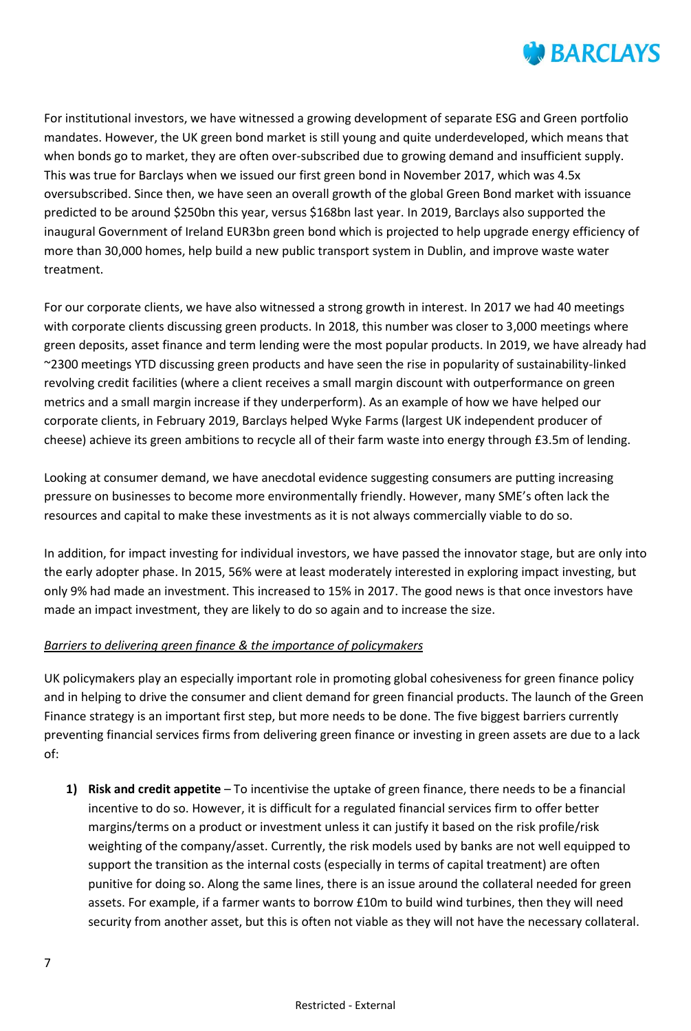For institutional investors, we have witnessed a growing development of separate ESG and Green portfolio mandates. However, the UK green bond market is still young and quite underdeveloped, which means that when bonds go to market, they are often over-subscribed due to growing demand and insufficient supply. This was true for Barclays when we issued our first green bond in November 2017, which was 4.5x oversubscribed. Since then, we have seen an overall growth of the global Green Bond market with issuance predicted to be around $250bn this year, versus $168bn last year. In 2019, Barclays also supported the inaugural Government of Ireland EUR3bn green bond which is projected to help upgrade energy efficiency of more than 30,000 homes, help build a new public transport system in Dublin, and improve waste water treatment.

For our corporate clients, we have also witnessed a strong growth in interest. In 2017 we had 40 meetings with corporate clients discussing green products. In 2018, this number was closer to 3,000 meetings where green deposits, asset finance and term lending were the most popular products. In 2019, we have already had ~2300 meetings YTD discussing green products and have seen the rise in popularity of sustainability-linked revolving credit facilities (where a client receives a small margin discount with outperformance on green metrics and a small margin increase if they underperform). As an example of how we have helped our corporate clients, in February 2019, Barclays helped Wyke Farms (largest UK independent producer of cheese) achieve its green ambitions to recycle all of their farm waste into energy through £3.5m of lending.

Looking at consumer demand, we have anecdotal evidence suggesting consumers are putting increasing pressure on businesses to become more environmentally friendly. However, many SME's often lack the resources and capital to make these investments as it is not always commercially viable to do so.

In addition, for impact investing for individual investors, we have passed the innovator stage, but are only into the early adopter phase. In 2015, 56% were at least moderately interested in exploring impact investing, but only 9% had made an investment. This increased to 15% in 2017. The good news is that once investors have made an impact investment, they are likely to do so again and to increase the size.

*Barriers to delivering green finance & the importance of policymakers*

UK policymakers play an especially important role in promoting global cohesiveness for green finance policy and in helping to drive the consumer and client demand for green financial products. The launch of the Green Finance strategy is an important first step, but more needs to be done. The five biggest barriers currently preventing financial services firms from delivering green finance or investing in green assets are due to a lack of:

1) **Risk and credit appetite** – To incentivise the uptake of green finance, there needs to be a financial incentive to do so. However, it is difficult for a regulated financial services firm to offer better margins/terms on a product or investment unless it can justify it based on the risk profile/risk weighting of the company/asset. Currently, the risk models used by banks are not well equipped to support the transition as the internal costs (especially in terms of capital treatment) are often punitive for doing so. Along the same lines, there is an issue around the collateral needed for green assets. For example, if a farmer wants to borrow £10m to build wind turbines, then they will need security from another asset, but this is often not viable as they will not have the necessary collateral.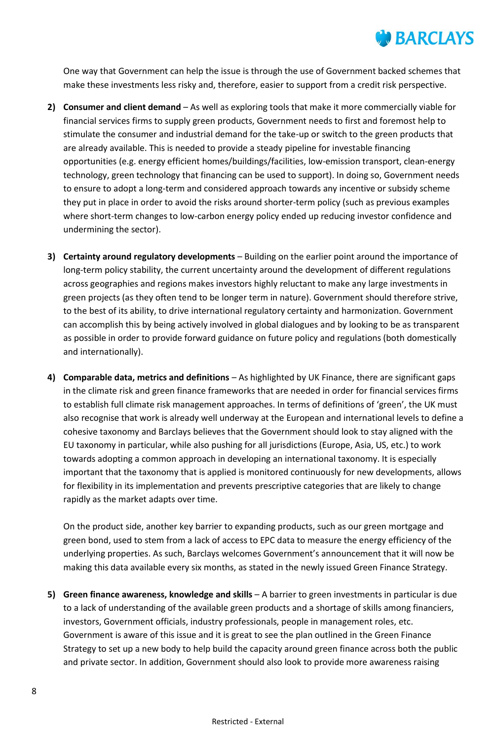One way that Government can help the issue is through the use of Government backed schemes that make these investments less risky and, therefore, easier to support from a credit risk perspective.

2) **Consumer and client demand** – As well as exploring tools that make it more commercially viable for financial services firms to supply green products, Government needs to first and foremost help to stimulate the consumer and industrial demand for the take-up or switch to the green products that are already available. This is needed to provide a steady pipeline for investable financing opportunities (e.g. energy efficient homes/buildings/facilities, low-emission transport, clean-energy technology, green technology that financing can be used to support). In doing so, Government needs to ensure to adopt a long-term and considered approach towards any incentive or subsidy scheme they put in place in order to avoid the risks around shorter-term policy (such as previous examples where short-term changes to low-carbon energy policy ended up reducing investor confidence and undermining the sector).

3) **Certainty around regulatory developments** – Building on the earlier point around the importance of long-term policy stability, the current uncertainty around the development of different regulations across geographies and regions makes investors highly reluctant to make any large investments in green projects (as they often tend to be longer term in nature). Government should therefore strive, to the best of its ability, to drive international regulatory certainty and harmonization. Government can accomplish this by being actively involved in global dialogues and by looking to be as transparent as possible in order to provide forward guidance on future policy and regulations (both domestically and internationally).

4) **Comparable data, metrics and definitions** – As highlighted by UK Finance, there are significant gaps in the climate risk and green finance frameworks that are needed in order for financial services firms to establish full climate risk management approaches. In terms of definitions of 'green', the UK must also recognise that work is already well underway at the European and international levels to define a cohesive taxonomy and Barclays believes that the Government should look to stay aligned with the EU taxonomy in particular, while also pushing for all jurisdictions (Europe, Asia, US, etc.) to work towards adopting a common approach in developing an international taxonomy. It is especially important that the taxonomy that is applied is monitored continuously for new developments, allows for flexibility in its implementation and prevents prescriptive categories that are likely to change rapidly as the market adapts over time.

   On the product side, another key barrier to expanding products, such as our green mortgage and green bond, used to stem from a lack of access to EPC data to measure the energy efficiency of the underlying properties. As such, Barclays welcomes Government's announcement that it will now be making this data available every six months, as stated in the newly issued Green Finance Strategy.

5) **Green finance awareness, knowledge and skills** – A barrier to green investments in particular is due to a lack of understanding of the available green products and a shortage of skills among financiers, investors, Government officials, industry professionals, people in management roles, etc. Government is aware of this issue and it is great to see the plan outlined in the Green Finance Strategy to set up a new body to help build the capacity around green finance across both the public and private sector. In addition, Government should also look to provide more awareness raising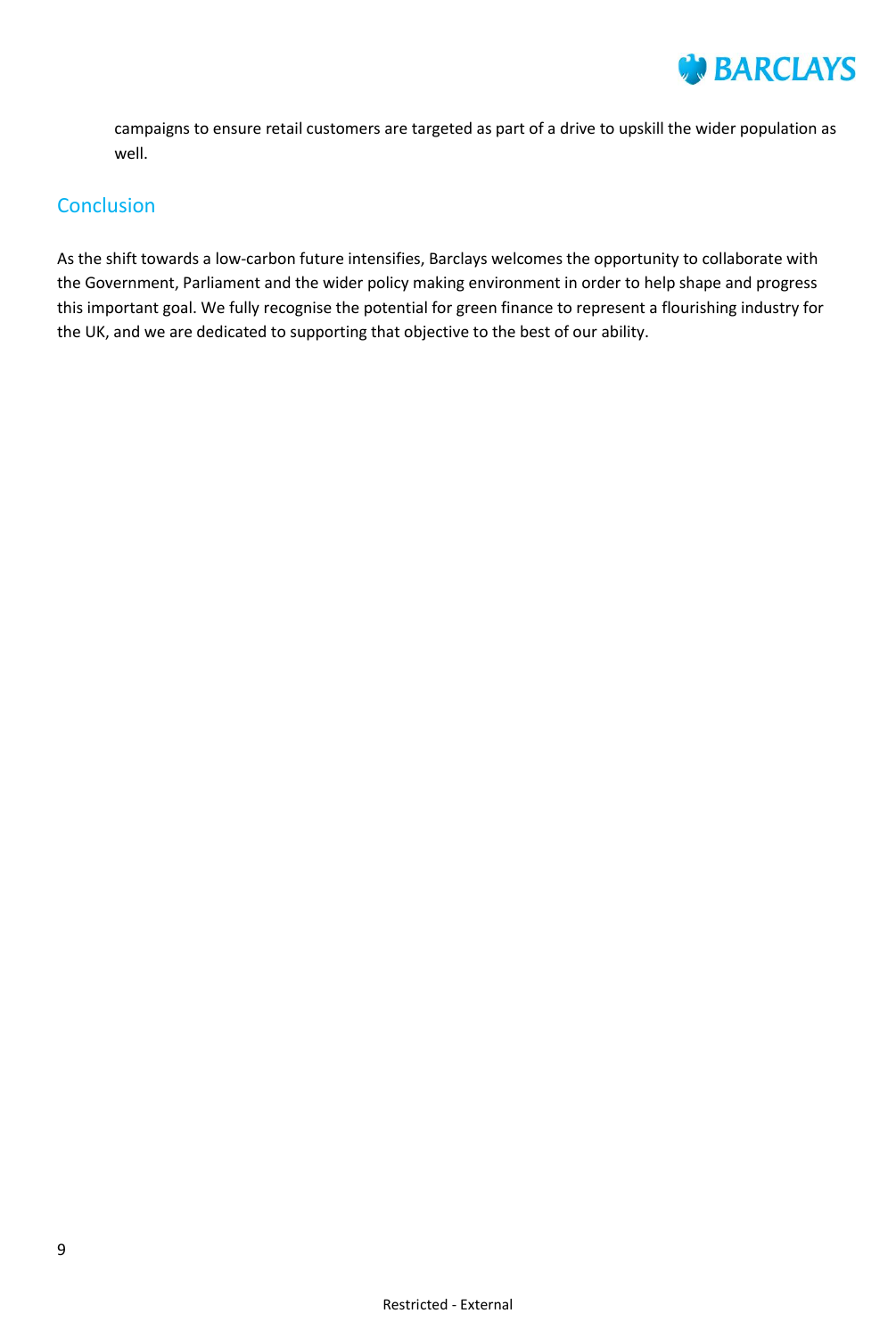campaigns to ensure retail customers are targeted as part of a drive to upskill the wider population as well.

## Conclusion

As the shift towards a low-carbon future intensifies, Barclays welcomes the opportunity to collaborate with the Government, Parliament and the wider policy making environment in order to help shape and progress this important goal. We fully recognise the potential for green finance to represent a flourishing industry for the UK, and we are dedicated to supporting that objective to the best of our ability.